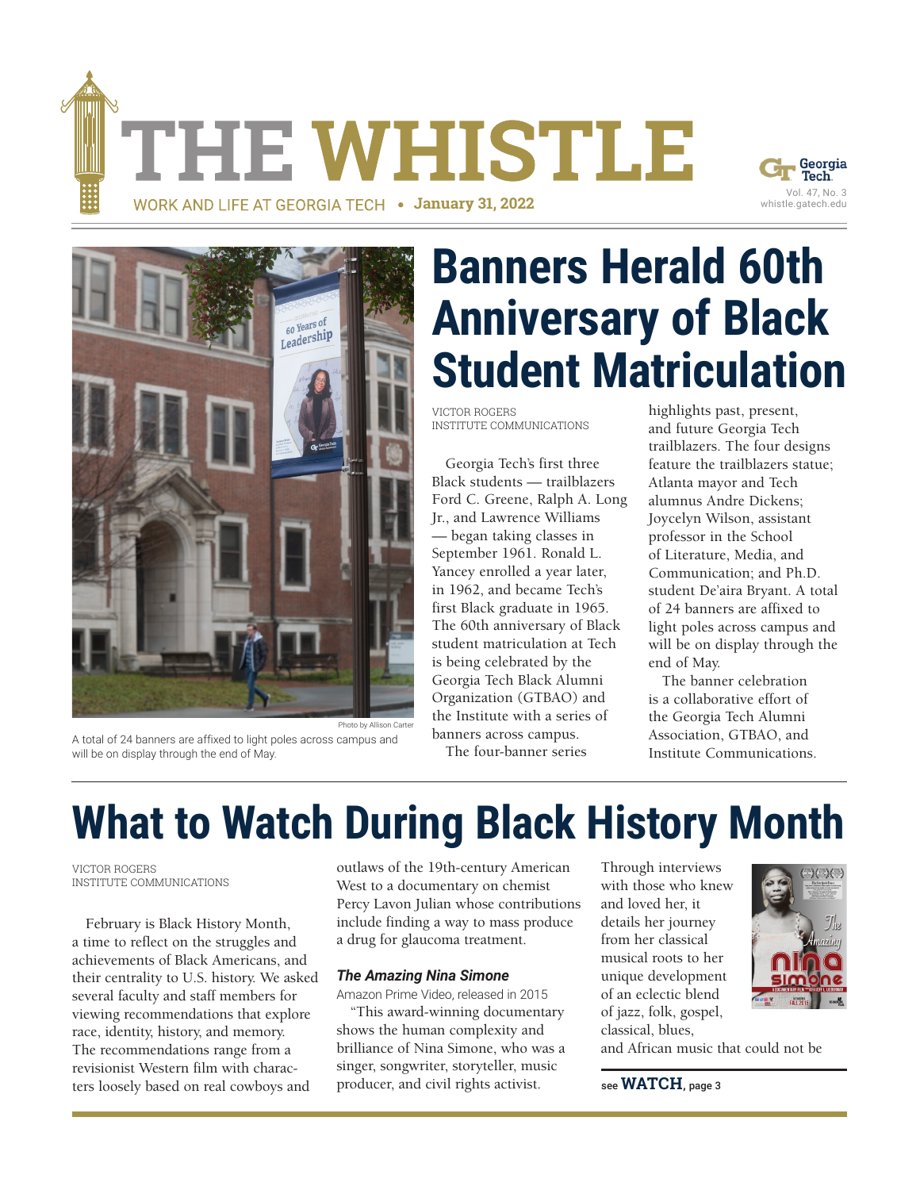# THE WHISTLE

WORK AND LIFE AT GEORGIA TECH • **January 31, 2022**

Vol. 47, No. 3
whistle.gatech.edu

Photo by Allison Carter

A total of 24 banners are affixed to light poles across campus and will be on display through the end of May.

## Banners Herald 60th Anniversary of Black Student Matriculation

VICTOR ROGERS
INSTITUTE COMMUNICATIONS

Georgia Tech's first three Black students — trailblazers Ford C. Greene, Ralph A. Long Jr., and Lawrence Williams — began taking classes in September 1961. Ronald L. Yancey enrolled a year later, in 1962, and became Tech's first Black graduate in 1965. The 60th anniversary of Black student matriculation at Tech is being celebrated by the Georgia Tech Black Alumni Organization (GTBAO) and the Institute with a series of banners across campus.

The four-banner series highlights past, present, and future Georgia Tech trailblazers. The four designs feature the trailblazers statue; Atlanta mayor and Tech alumnus Andre Dickens; Joycelyn Wilson, assistant professor in the School of Literature, Media, and Communication; and Ph.D. student De'aira Bryant. A total of 24 banners are affixed to light poles across campus and will be on display through the end of May.

The banner celebration is a collaborative effort of the Georgia Tech Alumni Association, GTBAO, and Institute Communications.

## What to Watch During Black History Month

VICTOR ROGERS
INSTITUTE COMMUNICATIONS

February is Black History Month, a time to reflect on the struggles and achievements of Black Americans, and their centrality to U.S. history. We asked several faculty and staff members for viewing recommendations that explore race, identity, history, and memory. The recommendations range from a revisionist Western film with characters loosely based on real cowboys and outlaws of the 19th-century American West to a documentary on chemist Percy Lavon Julian whose contributions include finding a way to mass produce a drug for glaucoma treatment.

### *The Amazing Nina Simone*

Amazon Prime Video, released in 2015

"This award-winning documentary shows the human complexity and brilliance of Nina Simone, who was a singer, songwriter, storyteller, music producer, and civil rights activist. Through interviews with those who knew and loved her, it details her journey from her classical musical roots to her unique development of an eclectic blend of jazz, folk, gospel, classical, blues, and African music that could not be

see **WATCH**, page 3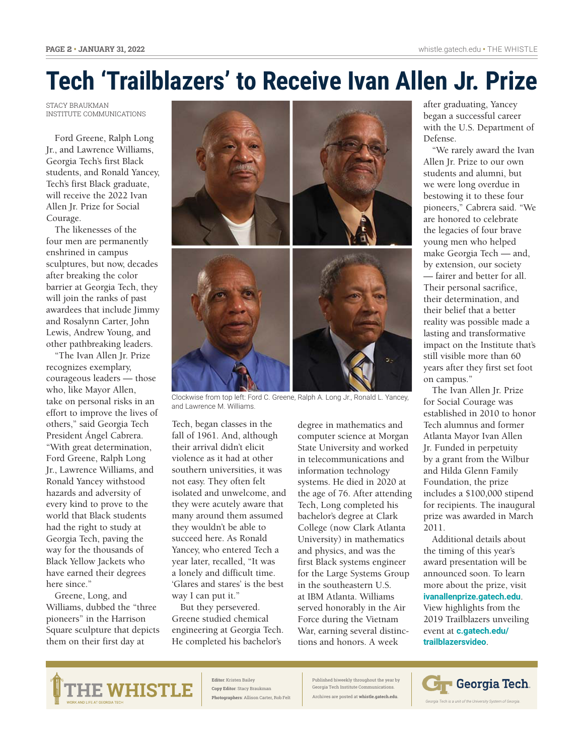# Tech 'Trailblazers' to Receive Ivan Allen Jr. Prize

STACY BRAUKMAN
INSTITUTE COMMUNICATIONS

Ford Greene, Ralph Long Jr., and Lawrence Williams, Georgia Tech's first Black students, and Ronald Yancey, Tech's first Black graduate, will receive the 2022 Ivan Allen Jr. Prize for Social Courage.

The likenesses of the four men are permanently enshrined in campus sculptures, but now, decades after breaking the color barrier at Georgia Tech, they will join the ranks of past awardees that include Jimmy and Rosalynn Carter, John Lewis, Andrew Young, and other pathbreaking leaders.

"The Ivan Allen Jr. Prize recognizes exemplary, courageous leaders — those who, like Mayor Allen, take on personal risks in an effort to improve the lives of others," said Georgia Tech President Ángel Cabrera. "With great determination, Ford Greene, Ralph Long Jr., Lawrence Williams, and Ronald Yancey withstood hazards and adversity of every kind to prove to the world that Black students had the right to study at Georgia Tech, paving the way for the thousands of Black Yellow Jackets who have earned their degrees here since."

Greene, Long, and Williams, dubbed the "three pioneers" in the Harrison Square sculpture that depicts them on their first day at Tech, began classes in the fall of 1961. And, although their arrival didn't elicit violence as it had at other southern universities, it was not easy. They often felt isolated and unwelcome, and they were acutely aware that many around them assumed they wouldn't be able to succeed here. As Ronald Yancey, who entered Tech a year later, recalled, "It was a lonely and difficult time. 'Glares and stares' is the best way I can put it."

Clockwise from top left: Ford C. Greene, Ralph A. Long Jr., Ronald L. Yancey, and Lawrence M. Williams.

But they persevered. Greene studied chemical engineering at Georgia Tech. He completed his bachelor's degree in mathematics and computer science at Morgan State University and worked in telecommunications and information technology systems. He died in 2020 at the age of 76. After attending Tech, Long completed his bachelor's degree at Clark College (now Clark Atlanta University) in mathematics and physics, and was the first Black systems engineer for the Large Systems Group in the southeastern U.S. at IBM Atlanta. Williams served honorably in the Air Force during the Vietnam War, earning several distinctions and honors. A week after graduating, Yancey began a successful career with the U.S. Department of Defense.

"We rarely award the Ivan Allen Jr. Prize to our own students and alumni, but we were long overdue in bestowing it to these four pioneers," Cabrera said. "We are honored to celebrate the legacies of four brave young men who helped make Georgia Tech — and, by extension, our society — fairer and better for all. Their personal sacrifice, their determination, and their belief that a better reality was possible made a lasting and transformative impact on the Institute that's still visible more than 60 years after they first set foot on campus."

The Ivan Allen Jr. Prize for Social Courage was established in 2010 to honor Tech alumnus and former Atlanta Mayor Ivan Allen Jr. Funded in perpetuity by a grant from the Wilbur and Hilda Glenn Family Foundation, the prize includes a $100,000 stipend for recipients. The inaugural prize was awarded in March 2011.

Additional details about the timing of this year's award presentation will be announced soon. To learn more about the prize, visit **ivanallenprize.gatech.edu**. View highlights from the 2019 Trailblazers unveiling event at **c.gatech.edu/trailblazersvideo**.

THE WHISTLE
WORK AND LIFE AT GEORGIA TECH

**Editor**: Kristen Bailey
**Copy Editor**: Stacy Braukman
**Photographers**: Allison Carter, Rob Felt

Published biweekly throughout the year by Georgia Tech Institute Communications.
Archives are posted at **whistle.gatech.edu**.

Georgia Tech.
*Georgia Tech is a unit of the University System of Georgia.*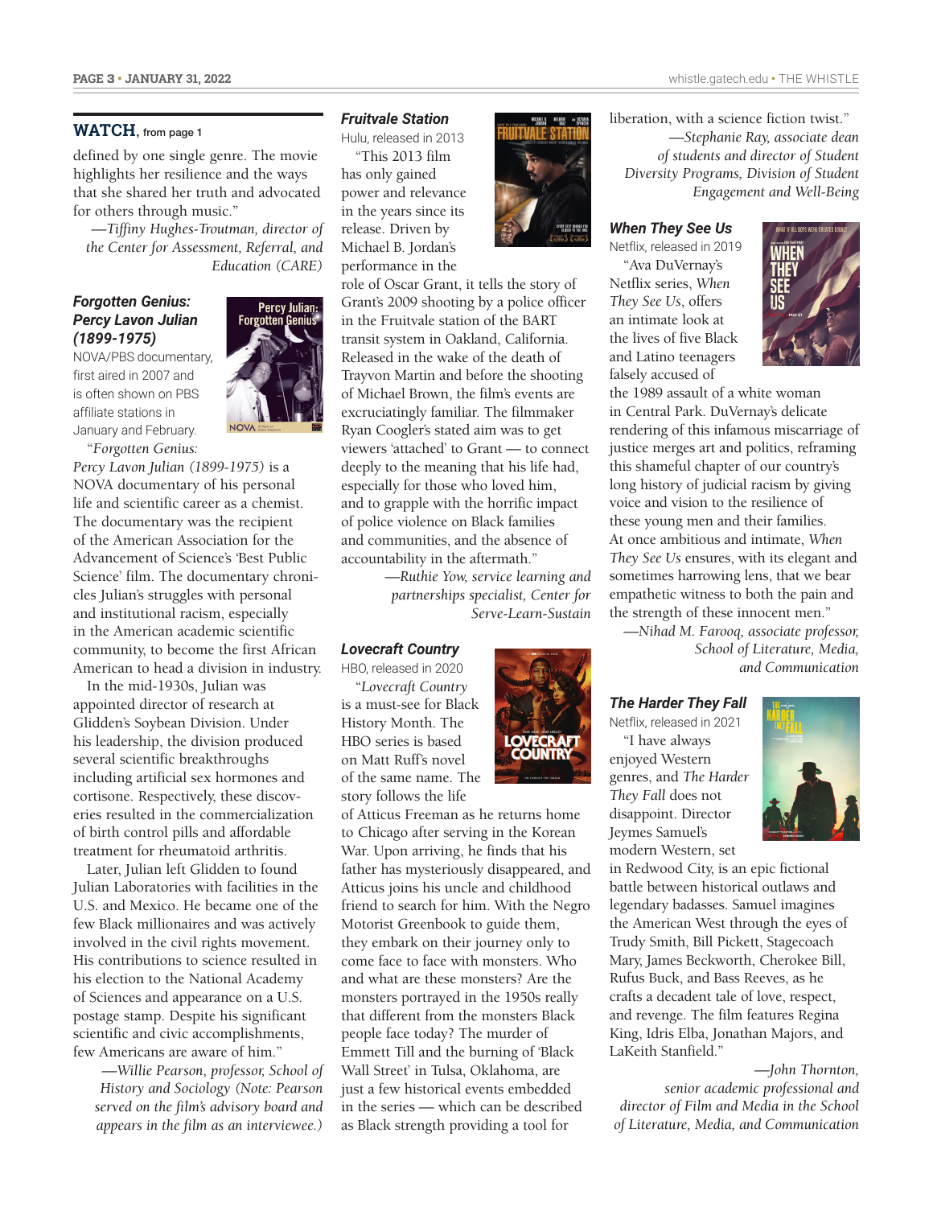**WATCH**, from page 1

defined by one single genre. The movie highlights her resilience and the ways that she shared her truth and advocated for others through music."

*—Tiffiny Hughes-Troutman, director of the Center for Assessment, Referral, and Education (CARE)*

### *Forgotten Genius: Percy Lavon Julian (1899-1975)*

NOVA/PBS documentary, first aired in 2007 and is often shown on PBS affiliate stations in January and February.

"*Forgotten Genius: Percy Lavon Julian (1899-1975)* is a NOVA documentary of his personal life and scientific career as a chemist. The documentary was the recipient of the American Association for the Advancement of Science's 'Best Public Science' film. The documentary chronicles Julian's struggles with personal and institutional racism, especially in the American academic scientific community, to become the first African American to head a division in industry.

In the mid-1930s, Julian was appointed director of research at Glidden's Soybean Division. Under his leadership, the division produced several scientific breakthroughs including artificial sex hormones and cortisone. Respectively, these discoveries resulted in the commercialization of birth control pills and affordable treatment for rheumatoid arthritis.

Later, Julian left Glidden to found Julian Laboratories with facilities in the U.S. and Mexico. He became one of the few Black millionaires and was actively involved in the civil rights movement. His contributions to science resulted in his election to the National Academy of Sciences and appearance on a U.S. postage stamp. Despite his significant scientific and civic accomplishments, few Americans are aware of him."

*—Willie Pearson, professor, School of History and Sociology (Note: Pearson served on the film's advisory board and appears in the film as an interviewee.)*

### *Fruitvale Station*

Hulu, released in 2013

"This 2013 film has only gained power and relevance in the years since its release. Driven by Michael B. Jordan's performance in the role of Oscar Grant, it tells the story of Grant's 2009 shooting by a police officer in the Fruitvale station of the BART transit system in Oakland, California. Released in the wake of the death of Trayvon Martin and before the shooting of Michael Brown, the film's events are excruciatingly familiar. The filmmaker Ryan Coogler's stated aim was to get viewers 'attached' to Grant — to connect deeply to the meaning that his life had, especially for those who loved him, and to grapple with the horrific impact of police violence on Black families and communities, and the absence of accountability in the aftermath."

*—Ruthie Yow, service learning and partnerships specialist, Center for Serve-Learn-Sustain*

### *Lovecraft Country*

HBO, released in 2020

"*Lovecraft Country* is a must-see for Black History Month. The HBO series is based on Matt Ruff's novel of the same name. The story follows the life of Atticus Freeman as he returns home to Chicago after serving in the Korean War. Upon arriving, he finds that his father has mysteriously disappeared, and Atticus joins his uncle and childhood friend to search for him. With the Negro Motorist Greenbook to guide them, they embark on their journey only to come face to face with monsters. Who and what are these monsters? Are the monsters portrayed in the 1950s really that different from the monsters Black people face today? The murder of Emmett Till and the burning of 'Black Wall Street' in Tulsa, Oklahoma, are just a few historical events embedded in the series — which can be described as Black strength providing a tool for liberation, with a science fiction twist."

*—Stephanie Ray, associate dean of students and director of Student Diversity Programs, Division of Student Engagement and Well-Being*

### *When They See Us*

Netflix, released in 2019

"Ava DuVernay's Netflix series, *When They See Us*, offers an intimate look at the lives of five Black and Latino teenagers falsely accused of the 1989 assault of a white woman in Central Park. DuVernay's delicate rendering of this infamous miscarriage of justice merges art and politics, reframing this shameful chapter of our country's long history of judicial racism by giving voice and vision to the resilience of these young men and their families. At once ambitious and intimate, *When They See Us* ensures, with its elegant and sometimes harrowing lens, that we bear empathetic witness to both the pain and the strength of these innocent men."

*—Nihad M. Farooq, associate professor, School of Literature, Media, and Communication*

### *The Harder They Fall*

Netflix, released in 2021

"I have always enjoyed Western genres, and *The Harder They Fall* does not disappoint. Director Jeymes Samuel's modern Western, set in Redwood City, is an epic fictional battle between historical outlaws and legendary badasses. Samuel imagines the American West through the eyes of Trudy Smith, Bill Pickett, Stagecoach Mary, James Beckworth, Cherokee Bill, Rufus Buck, and Bass Reeves, as he crafts a decadent tale of love, respect, and revenge. The film features Regina King, Idris Elba, Jonathan Majors, and LaKeith Stanfield."

*—John Thornton, senior academic professional and director of Film and Media in the School of Literature, Media, and Communication*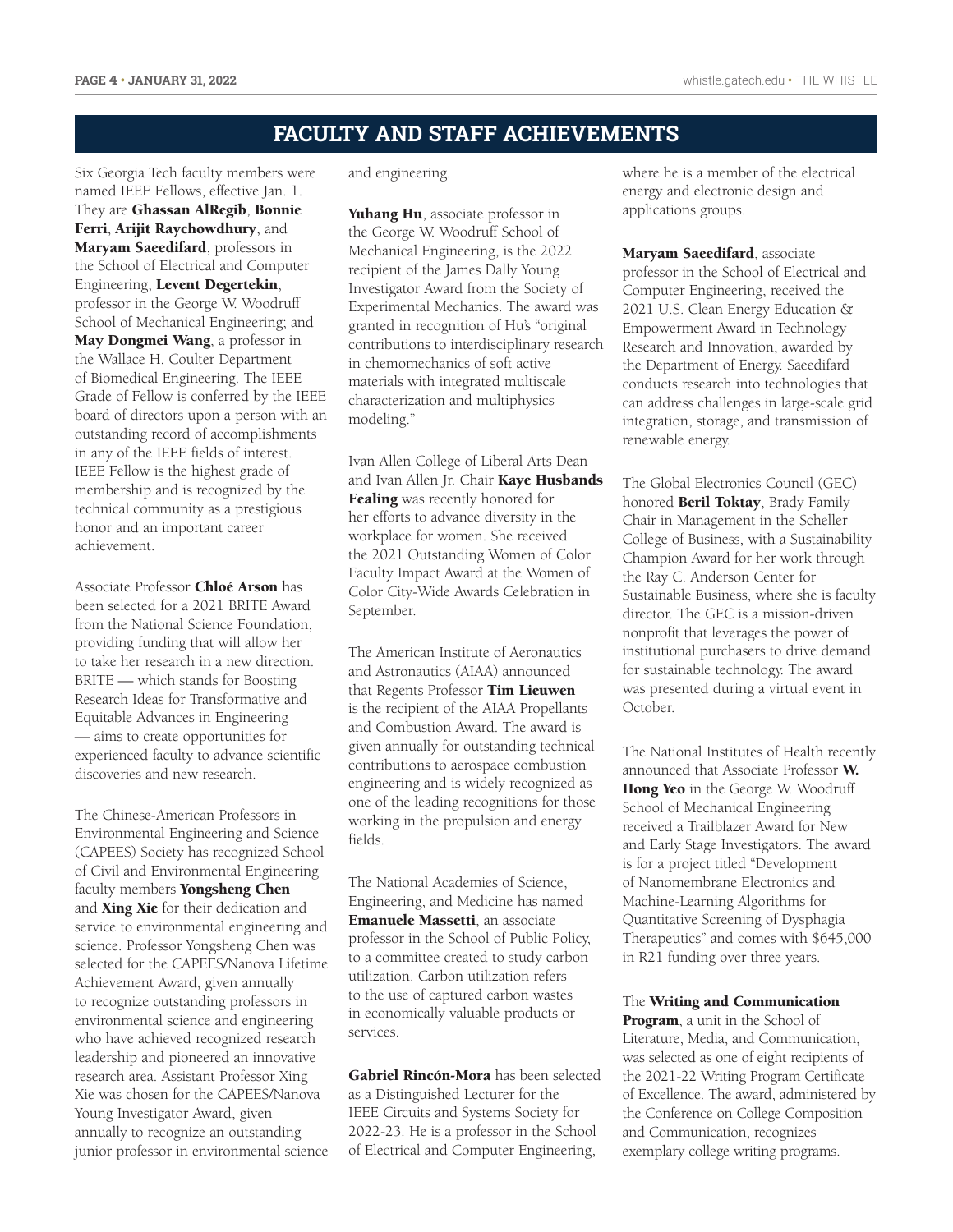# FACULTY AND STAFF ACHIEVEMENTS

Six Georgia Tech faculty members were named IEEE Fellows, effective Jan. 1. They are **Ghassan AlRegib**, **Bonnie Ferri**, **Arijit Raychowdhury**, and **Maryam Saeedifard**, professors in the School of Electrical and Computer Engineering; **Levent Degertekin**, professor in the George W. Woodruff School of Mechanical Engineering; and **May Dongmei Wang**, a professor in the Wallace H. Coulter Department of Biomedical Engineering. The IEEE Grade of Fellow is conferred by the IEEE board of directors upon a person with an outstanding record of accomplishments in any of the IEEE fields of interest. IEEE Fellow is the highest grade of membership and is recognized by the technical community as a prestigious honor and an important career achievement.

Associate Professor **Chloé Arson** has been selected for a 2021 BRITE Award from the National Science Foundation, providing funding that will allow her to take her research in a new direction. BRITE — which stands for Boosting Research Ideas for Transformative and Equitable Advances in Engineering — aims to create opportunities for experienced faculty to advance scientific discoveries and new research.

The Chinese-American Professors in Environmental Engineering and Science (CAPEES) Society has recognized School of Civil and Environmental Engineering faculty members **Yongsheng Chen** and **Xing Xie** for their dedication and service to environmental engineering and science. Professor Yongsheng Chen was selected for the CAPEES/Nanova Lifetime Achievement Award, given annually to recognize outstanding professors in environmental science and engineering who have achieved recognized research leadership and pioneered an innovative research area. Assistant Professor Xing Xie was chosen for the CAPEES/Nanova Young Investigator Award, given annually to recognize an outstanding junior professor in environmental science and engineering.

**Yuhang Hu**, associate professor in the George W. Woodruff School of Mechanical Engineering, is the 2022 recipient of the James Dally Young Investigator Award from the Society of Experimental Mechanics. The award was granted in recognition of Hu's "original contributions to interdisciplinary research in chemomechanics of soft active materials with integrated multiscale characterization and multiphysics modeling."

Ivan Allen College of Liberal Arts Dean and Ivan Allen Jr. Chair **Kaye Husbands Fealing** was recently honored for her efforts to advance diversity in the workplace for women. She received the 2021 Outstanding Women of Color Faculty Impact Award at the Women of Color City-Wide Awards Celebration in September.

The American Institute of Aeronautics and Astronautics (AIAA) announced that Regents Professor **Tim Lieuwen** is the recipient of the AIAA Propellants and Combustion Award. The award is given annually for outstanding technical contributions to aerospace combustion engineering and is widely recognized as one of the leading recognitions for those working in the propulsion and energy fields.

The National Academies of Science, Engineering, and Medicine has named **Emanuele Massetti**, an associate professor in the School of Public Policy, to a committee created to study carbon utilization. Carbon utilization refers to the use of captured carbon wastes in economically valuable products or services.

**Gabriel Rincón-Mora** has been selected as a Distinguished Lecturer for the IEEE Circuits and Systems Society for 2022-23. He is a professor in the School of Electrical and Computer Engineering, where he is a member of the electrical energy and electronic design and applications groups.

**Maryam Saeedifard**, associate professor in the School of Electrical and Computer Engineering, received the 2021 U.S. Clean Energy Education & Empowerment Award in Technology Research and Innovation, awarded by the Department of Energy. Saeedifard conducts research into technologies that can address challenges in large-scale grid integration, storage, and transmission of renewable energy.

The Global Electronics Council (GEC) honored **Beril Toktay**, Brady Family Chair in Management in the Scheller College of Business, with a Sustainability Champion Award for her work through the Ray C. Anderson Center for Sustainable Business, where she is faculty director. The GEC is a mission-driven nonprofit that leverages the power of institutional purchasers to drive demand for sustainable technology. The award was presented during a virtual event in October.

The National Institutes of Health recently announced that Associate Professor **W. Hong Yeo** in the George W. Woodruff School of Mechanical Engineering received a Trailblazer Award for New and Early Stage Investigators. The award is for a project titled "Development of Nanomembrane Electronics and Machine-Learning Algorithms for Quantitative Screening of Dysphagia Therapeutics" and comes with $645,000 in R21 funding over three years.

The **Writing and Communication Program**, a unit in the School of Literature, Media, and Communication, was selected as one of eight recipients of the 2021-22 Writing Program Certificate of Excellence. The award, administered by the Conference on College Composition and Communication, recognizes exemplary college writing programs.